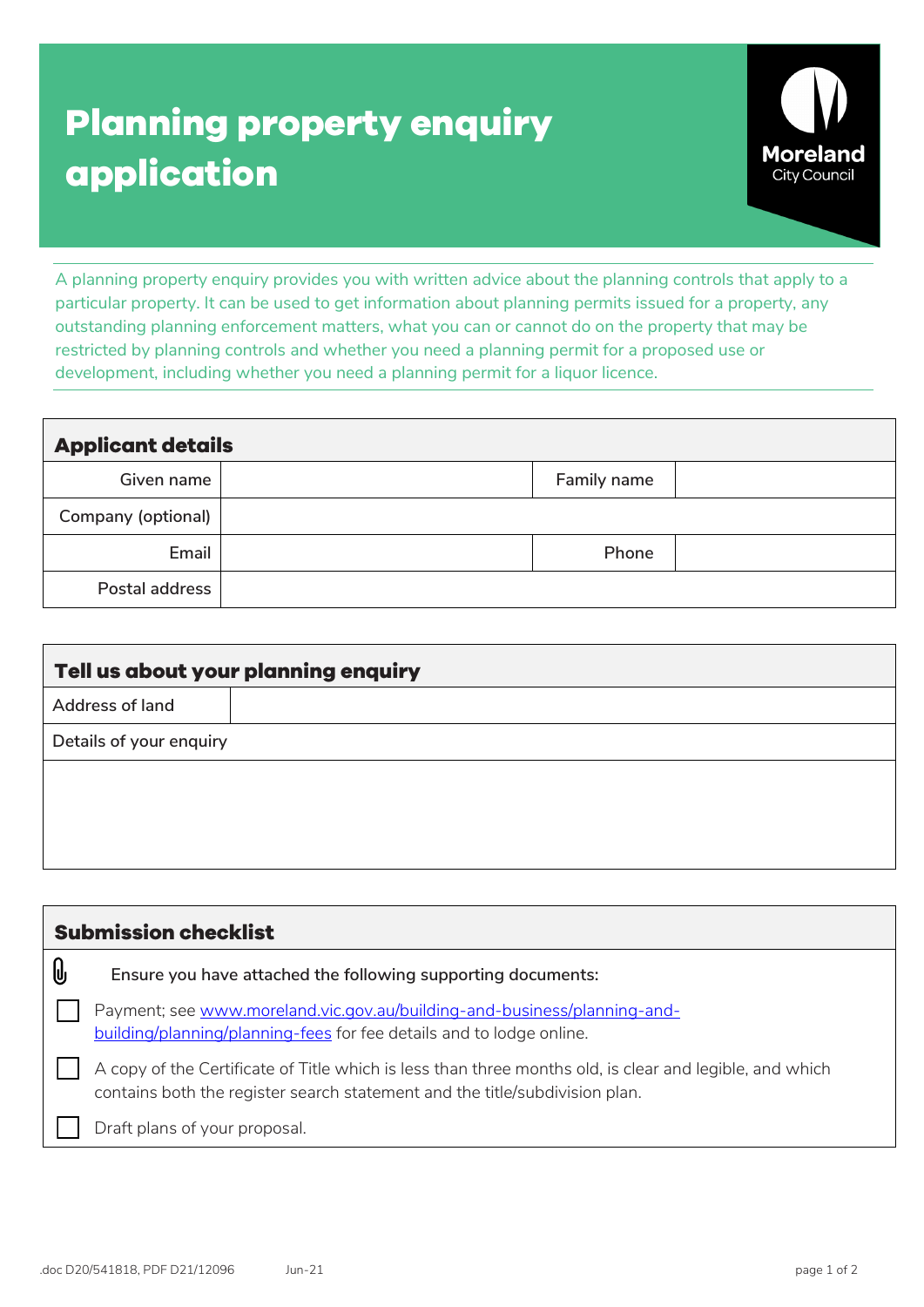# Planning property enquiry application

Moreland City Council

A planning property enquiry provides you with written advice about the planning controls that apply to a particular property. It can be used to get information about planning permits issued for a property, any outstanding planning enforcement matters, what you can or cannot do on the property that may be restricted by planning controls and whether you need a planning permit for a proposed use or development, including whether you need a planning permit for a liquor licence.

## Applicant details

| | | | |
|---|---|---|---|
| Given name | | Family name | |
| Company (optional) | | | |
| Email | | Phone | |
| Postal address | | | |

## Tell us about your planning enquiry

| | |
|---|---|
| Address of land | |
| Details of your enquiry | |

## Submission checklist

Ensure you have attached the following supporting documents:

- [ ] Payment; see [www.moreland.vic.gov.au/building-and-business/planning-and-building/planning/planning-fees](www.moreland.vic.gov.au/building-and-business/planning-and-building/planning/planning-fees) for fee details and to lodge online.
- [ ] A copy of the Certificate of Title which is less than three months old, is clear and legible, and which contains both the register search statement and the title/subdivision plan.
- [ ] Draft plans of your proposal.

.doc D20/541818, PDF D21/12096 Jun-21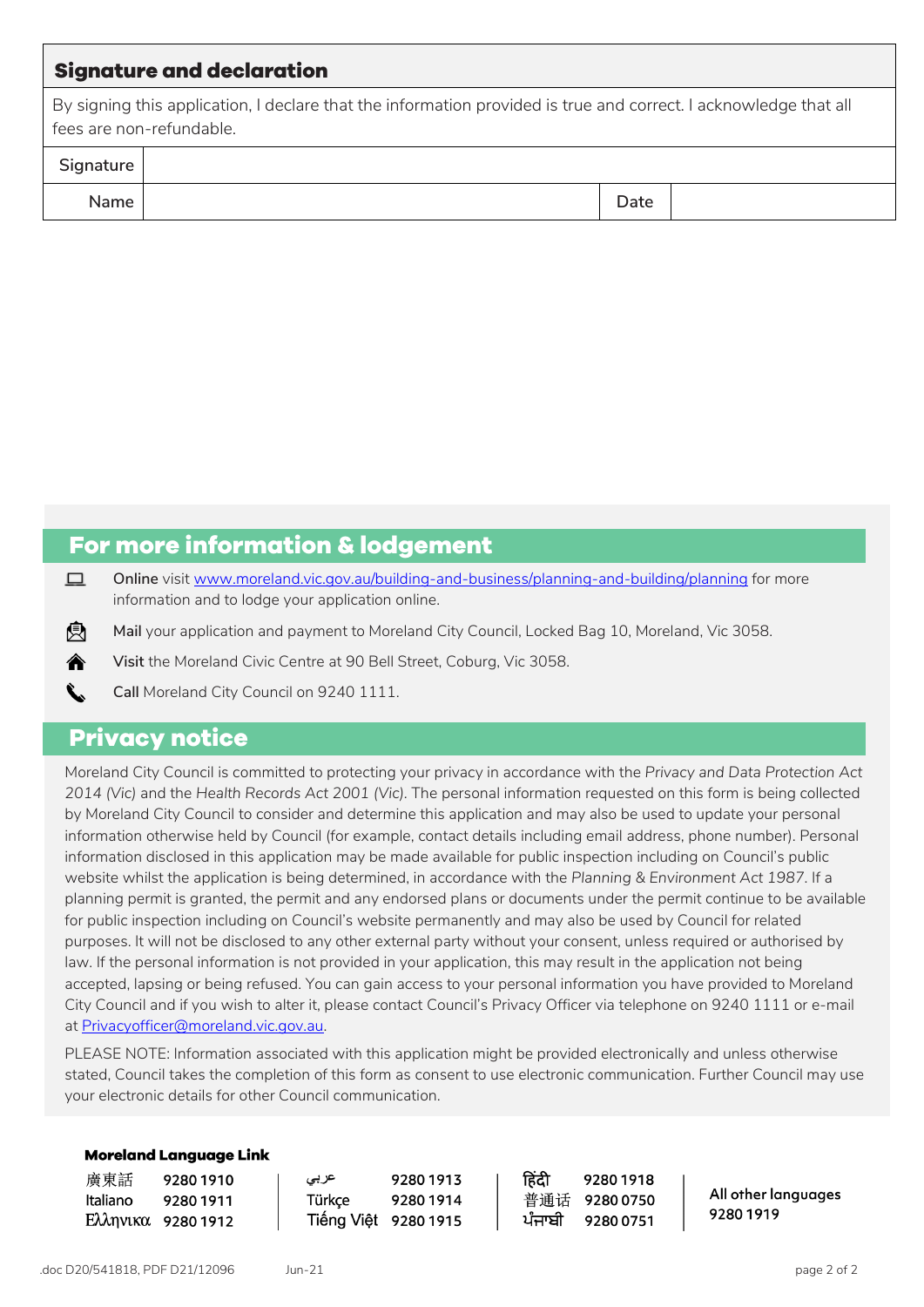## Signature and declaration

By signing this application, I declare that the information provided is true and correct. I acknowledge that all fees are non-refundable.

| | | | |
|---|---|---|---|
| Signature | | | |
| Name | | Date | |

## For more information & lodgement

- **Online** visit [www.moreland.vic.gov.au/building-and-business/planning-and-building/planning](www.moreland.vic.gov.au/building-and-business/planning-and-building/planning) for more information and to lodge your application online.
- **Mail** your application and payment to Moreland City Council, Locked Bag 10, Moreland, Vic 3058.
- **Visit** the Moreland Civic Centre at 90 Bell Street, Coburg, Vic 3058.
- **Call** Moreland City Council on 9240 1111.

## Privacy notice

Moreland City Council is committed to protecting your privacy in accordance with the *Privacy and Data Protection Act 2014 (Vic)* and the *Health Records Act 2001 (Vic)*. The personal information requested on this form is being collected by Moreland City Council to consider and determine this application and may also be used to update your personal information otherwise held by Council (for example, contact details including email address, phone number). Personal information disclosed in this application may be made available for public inspection including on Council's public website whilst the application is being determined, in accordance with the *Planning & Environment Act 1987*. If a planning permit is granted, the permit and any endorsed plans or documents under the permit continue to be available for public inspection including on Council's website permanently and may also be used by Council for related purposes. It will not be disclosed to any other external party without your consent, unless required or authorised by law. If the personal information is not provided in your application, this may result in the application not being accepted, lapsing or being refused. You can gain access to your personal information you have provided to Moreland City Council and if you wish to alter it, please contact Council's Privacy Officer via telephone on 9240 1111 or e-mail at [Privacyofficer@moreland.vic.gov.au](mailto:Privacyofficer@moreland.vic.gov.au).

PLEASE NOTE: Information associated with this application might be provided electronically and unless otherwise stated, Council takes the completion of this form as consent to use electronic communication. Further Council may use your electronic details for other Council communication.

**Moreland Language Link**

| | | | | | | |
|---|---|---|---|---|---|---|
| 廣東話 9280 1910 | | عربي 9280 1913 | | हिंदी 9280 1918 | | All other languages 9280 1919 |
| Italiano 9280 1911 | | Türkçe 9280 1914 | | 普通话 9280 0750 | | |
| Ελληνικα 9280 1912 | | Tiếng Việt 9280 1915 | | ਪੰਜਾਬੀ 9280 0751 | | |

.doc D20/541818, PDF D21/12096 Jun-21